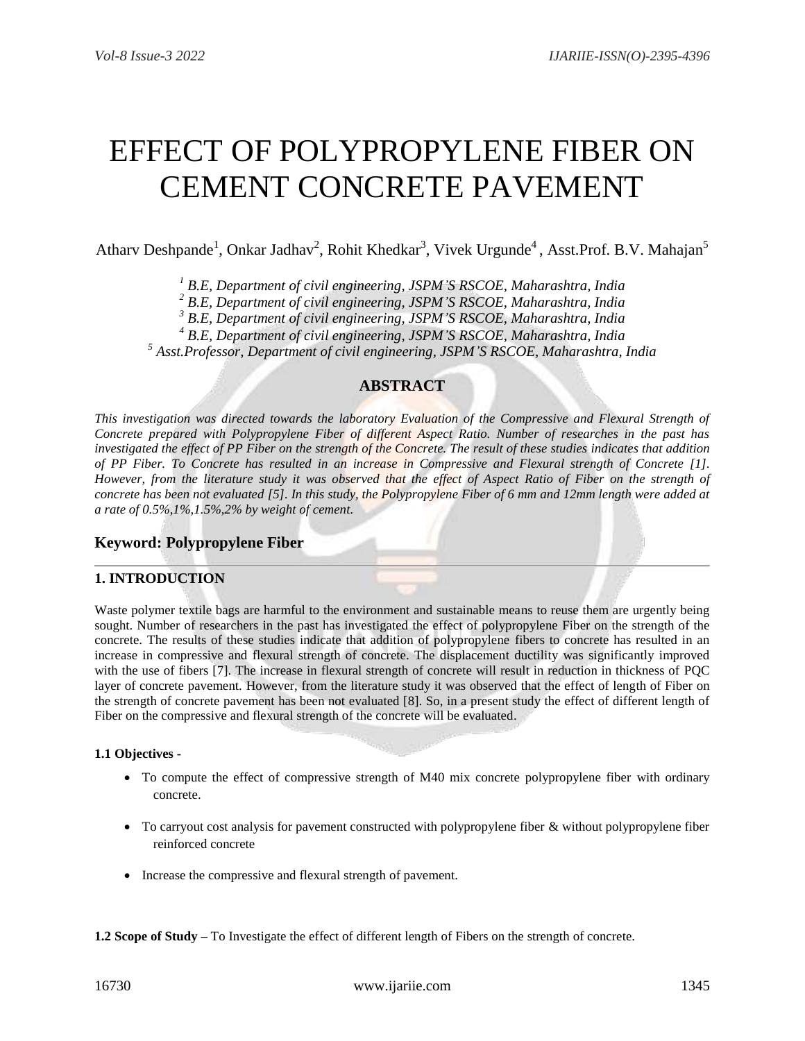# EFFECT OF POLYPROPYLENE FIBER ON CEMENT CONCRETE PAVEMENT

Atharv Deshpande[1], Onkar Jadhav[2], Rohit Khedkar[3], Vivek Urgunde[4] , Asst.Prof. B.V. Mahajan[5]

*[1] B.E, Department of civil engineering, JSPM'S RSCOE, Maharashtra, India*
*[2] B.E, Department of civil engineering, JSPM'S RSCOE, Maharashtra, India*
*[3] B.E, Department of civil engineering, JSPM'S RSCOE, Maharashtra, India*
*[4] B.E, Department of civil engineering, JSPM'S RSCOE, Maharashtra, India*
*[5] Asst.Professor, Department of civil engineering, JSPM'S RSCOE, Maharashtra, India*

## ABSTRACT

*This investigation was directed towards the laboratory Evaluation of the Compressive and Flexural Strength of Concrete prepared with Polypropylene Fiber of different Aspect Ratio. Number of researches in the past has investigated the effect of PP Fiber on the strength of the Concrete. The result of these studies indicates that addition of PP Fiber. To Concrete has resulted in an increase in Compressive and Flexural strength of Concrete [1]. However, from the literature study it was observed that the effect of Aspect Ratio of Fiber on the strength of concrete has been not evaluated [5]. In this study, the Polypropylene Fiber of 6 mm and 12mm length were added at a rate of 0.5%,1%,1.5%,2% by weight of cement.*

### Keyword: Polypropylene Fiber

## 1. INTRODUCTION

Waste polymer textile bags are harmful to the environment and sustainable means to reuse them are urgently being sought. Number of researchers in the past has investigated the effect of polypropylene Fiber on the strength of the concrete. The results of these studies indicate that addition of polypropylene fibers to concrete has resulted in an increase in compressive and flexural strength of concrete. The displacement ductility was significantly improved with the use of fibers [7]. The increase in flexural strength of concrete will result in reduction in thickness of PQC layer of concrete pavement. However, from the literature study it was observed that the effect of length of Fiber on the strength of concrete pavement has been not evaluated [8]. So, in a present study the effect of different length of Fiber on the compressive and flexural strength of the concrete will be evaluated.

#### 1.1 Objectives -

- To compute the effect of compressive strength of M40 mix concrete polypropylene fiber with ordinary concrete.
- To carryout cost analysis for pavement constructed with polypropylene fiber & without polypropylene fiber reinforced concrete
- Increase the compressive and flexural strength of pavement.

**1.2 Scope of Study –** To Investigate the effect of different length of Fibers on the strength of concrete.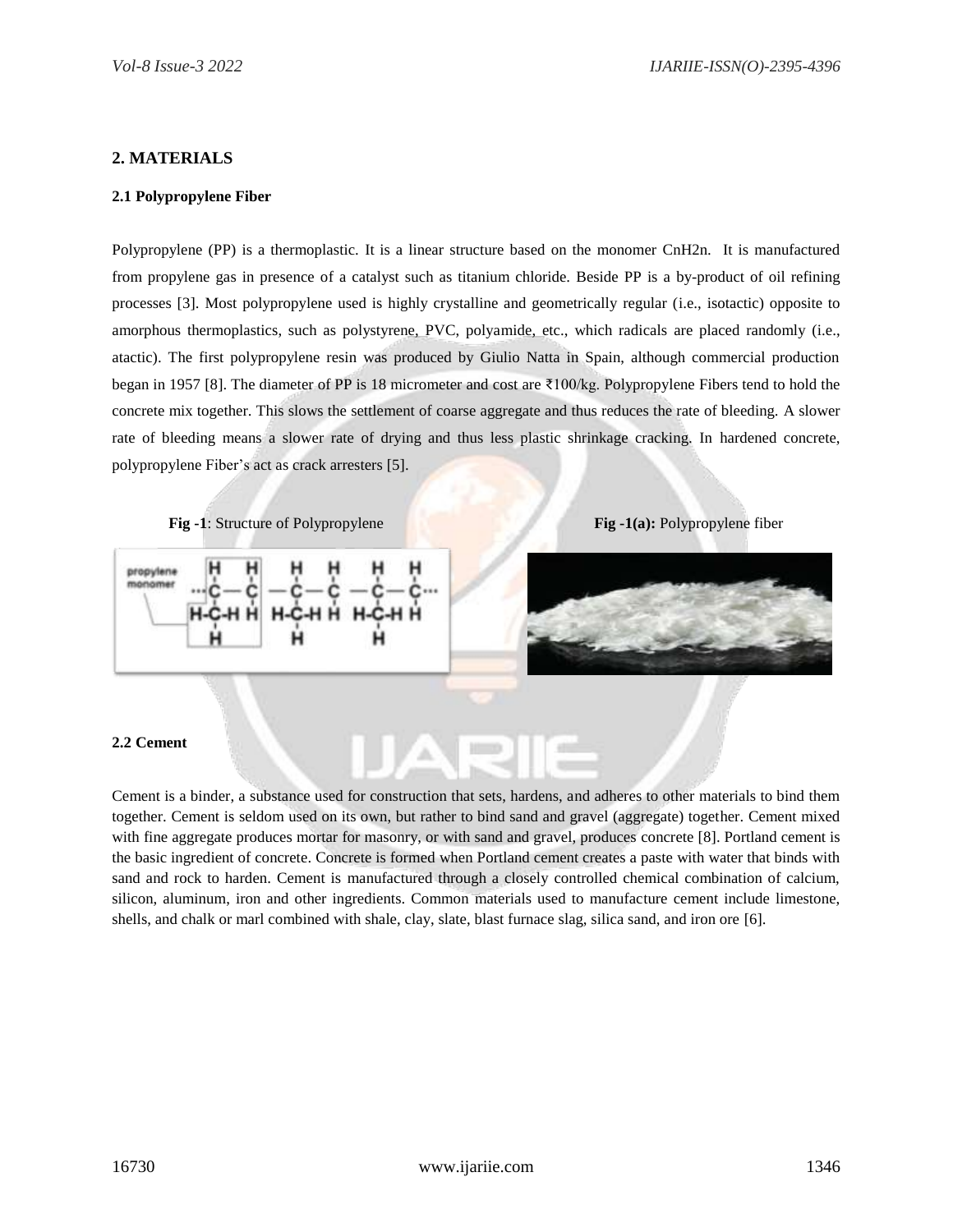## 2. MATERIALS

### 2.1 Polypropylene Fiber

Polypropylene (PP) is a thermoplastic. It is a linear structure based on the monomer CnH2n. It is manufactured from propylene gas in presence of a catalyst such as titanium chloride. Beside PP is a by-product of oil refining processes [3]. Most polypropylene used is highly crystalline and geometrically regular (i.e., isotactic) opposite to amorphous thermoplastics, such as polystyrene, PVC, polyamide, etc., which radicals are placed randomly (i.e., atactic). The first polypropylene resin was produced by Giulio Natta in Spain, although commercial production began in 1957 [8]. The diameter of PP is 18 micrometer and cost are ₹100/kg. Polypropylene Fibers tend to hold the concrete mix together. This slows the settlement of coarse aggregate and thus reduces the rate of bleeding. A slower rate of bleeding means a slower rate of drying and thus less plastic shrinkage cracking. In hardened concrete, polypropylene Fiber's act as crack arresters [5].

**Fig -1**: Structure of Polypropylene

**Fig -1(a):** Polypropylene fiber

### 2.2 Cement

Cement is a binder, a substance used for construction that sets, hardens, and adheres to other materials to bind them together. Cement is seldom used on its own, but rather to bind sand and gravel (aggregate) together. Cement mixed with fine aggregate produces mortar for masonry, or with sand and gravel, produces concrete [8]. Portland cement is the basic ingredient of concrete. Concrete is formed when Portland cement creates a paste with water that binds with sand and rock to harden. Cement is manufactured through a closely controlled chemical combination of calcium, silicon, aluminum, iron and other ingredients. Common materials used to manufacture cement include limestone, shells, and chalk or marl combined with shale, clay, slate, blast furnace slag, silica sand, and iron ore [6].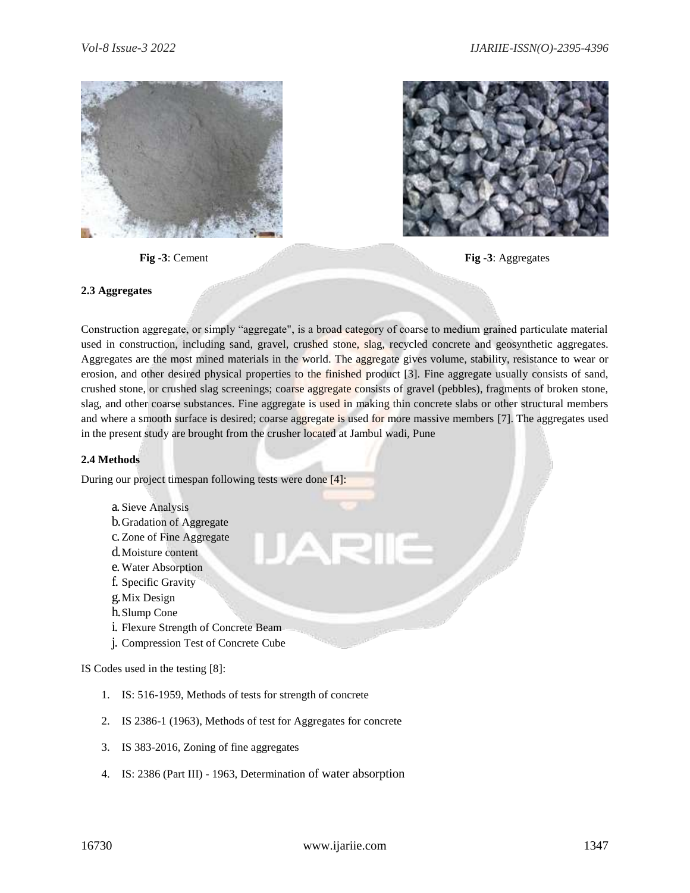**Fig -3**: Cement

**Fig -3**: Aggregates

**2.3 Aggregates**

Construction aggregate, or simply "aggregate", is a broad category of coarse to medium grained particulate material used in construction, including sand, gravel, crushed stone, slag, recycled concrete and geosynthetic aggregates. Aggregates are the most mined materials in the world. The aggregate gives volume, stability, resistance to wear or erosion, and other desired physical properties to the finished product [3]. Fine aggregate usually consists of sand, crushed stone, or crushed slag screenings; coarse aggregate consists of gravel (pebbles), fragments of broken stone, slag, and other coarse substances. Fine aggregate is used in making thin concrete slabs or other structural members and where a smooth surface is desired; coarse aggregate is used for more massive members [7]. The aggregates used in the present study are brought from the crusher located at Jambul wadi, Pune

**2.4 Methods**

During our project timespan following tests were done [4]:

a. Sieve Analysis
b. Gradation of Aggregate
c. Zone of Fine Aggregate
d. Moisture content
e. Water Absorption
f. Specific Gravity
g. Mix Design
h. Slump Cone
i. Flexure Strength of Concrete Beam
j. Compression Test of Concrete Cube

IS Codes used in the testing [8]:

1. IS: 516-1959, Methods of tests for strength of concrete
2. IS 2386-1 (1963), Methods of test for Aggregates for concrete
3. IS 383-2016, Zoning of fine aggregates
4. IS: 2386 (Part III) - 1963, Determination of water absorption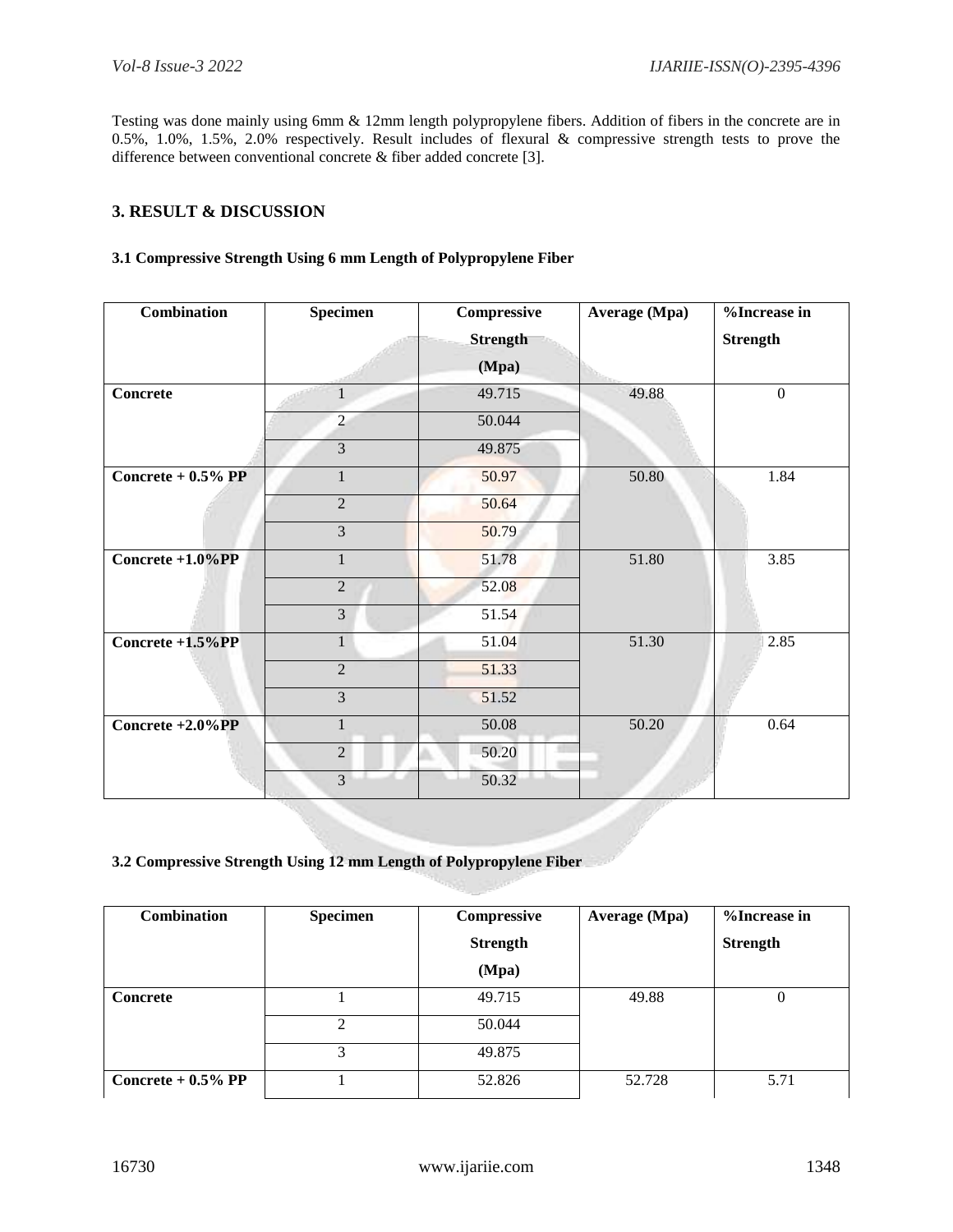Testing was done mainly using 6mm & 12mm length polypropylene fibers. Addition of fibers in the concrete are in 0.5%, 1.0%, 1.5%, 2.0% respectively. Result includes of flexural & compressive strength tests to prove the difference between conventional concrete & fiber added concrete [3].

## 3. RESULT & DISCUSSION

### 3.1 Compressive Strength Using 6 mm Length of Polypropylene Fiber

| Combination | Specimen | Compressive Strength (Mpa) | Average (Mpa) | %Increase in Strength |
|---|---|---|---|---|
| **Concrete** | 1 | 49.715 | 49.88 | 0 |
| | 2 | 50.044 | | |
| | 3 | 49.875 | | |
| **Concrete + 0.5% PP** | 1 | 50.97 | 50.80 | 1.84 |
| | 2 | 50.64 | | |
| | 3 | 50.79 | | |
| **Concrete +1.0%PP** | 1 | 51.78 | 51.80 | 3.85 |
| | 2 | 52.08 | | |
| | 3 | 51.54 | | |
| **Concrete +1.5%PP** | 1 | 51.04 | 51.30 | 2.85 |
| | 2 | 51.33 | | |
| | 3 | 51.52 | | |
| **Concrete +2.0%PP** | 1 | 50.08 | 50.20 | 0.64 |
| | 2 | 50.20 | | |
| | 3 | 50.32 | | |

### 3.2 Compressive Strength Using 12 mm Length of Polypropylene Fiber

| Combination | Specimen | Compressive Strength (Mpa) | Average (Mpa) | %Increase in Strength |
|---|---|---|---|---|
| **Concrete** | 1 | 49.715 | 49.88 | 0 |
| | 2 | 50.044 | | |
| | 3 | 49.875 | | |
| **Concrete + 0.5% PP** | 1 | 52.826 | 52.728 | 5.71 |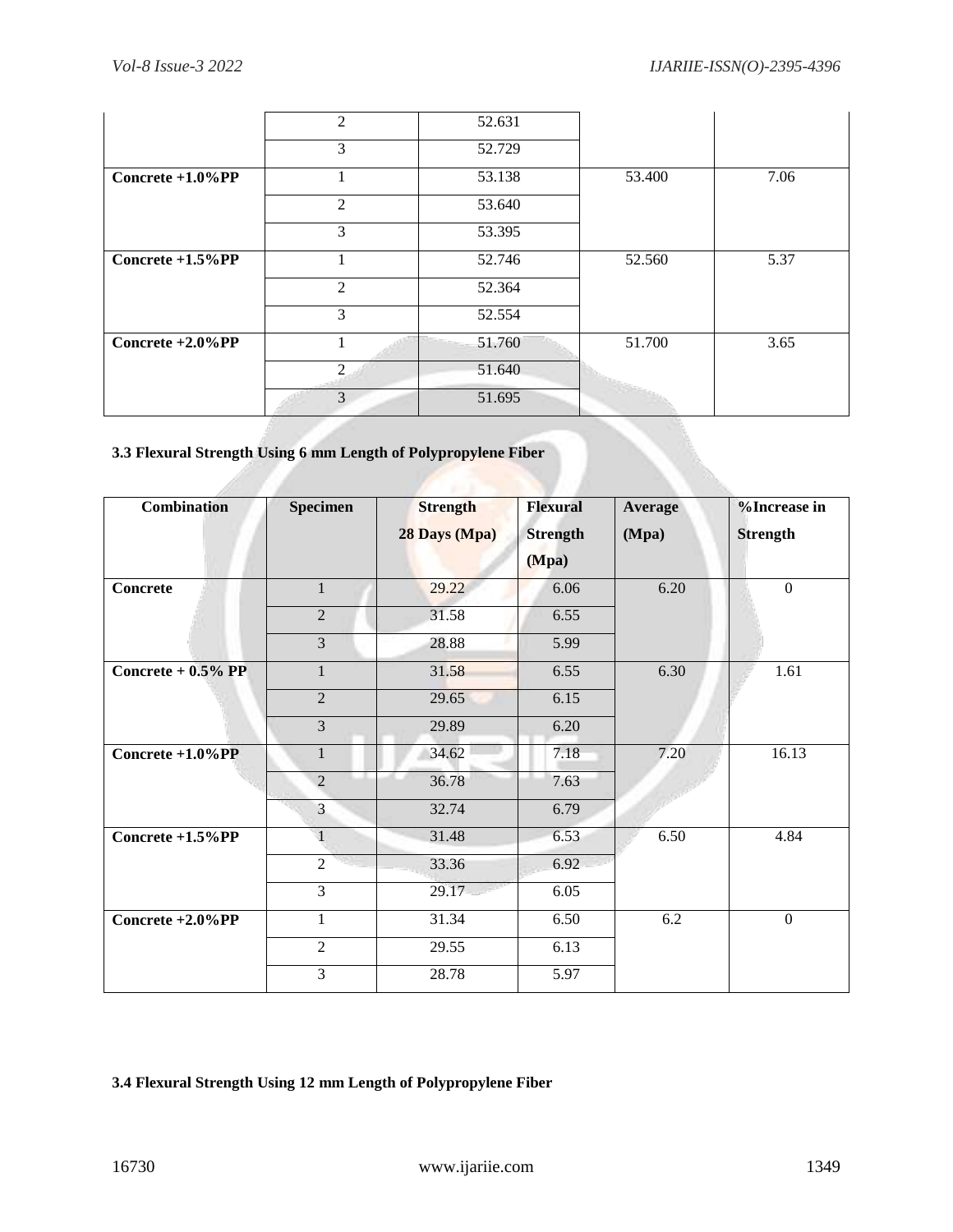| | 2 | 52.631 | | |
|---|---|---|---|---|
| | 3 | 52.729 | | |
| **Concrete +1.0%PP** | 1 | 53.138 | 53.400 | 7.06 |
| | 2 | 53.640 | | |
| | 3 | 53.395 | | |
| **Concrete +1.5%PP** | 1 | 52.746 | 52.560 | 5.37 |
| | 2 | 52.364 | | |
| | 3 | 52.554 | | |
| **Concrete +2.0%PP** | 1 | 51.760 | 51.700 | 3.65 |
| | 2 | 51.640 | | |
| | 3 | 51.695 | | |

### 3.3 Flexural Strength Using 6 mm Length of Polypropylene Fiber

| Combination | Specimen | Strength 28 Days (Mpa) | Flexural Strength (Mpa) | Average (Mpa) | %Increase in Strength |
|---|---|---|---|---|---|
| **Concrete** | 1 | 29.22 | 6.06 | 6.20 | 0 |
| | 2 | 31.58 | 6.55 | | |
| | 3 | 28.88 | 5.99 | | |
| **Concrete + 0.5% PP** | 1 | 31.58 | 6.55 | 6.30 | 1.61 |
| | 2 | 29.65 | 6.15 | | |
| | 3 | 29.89 | 6.20 | | |
| **Concrete +1.0%PP** | 1 | 34.62 | 7.18 | 7.20 | 16.13 |
| | 2 | 36.78 | 7.63 | | |
| | 3 | 32.74 | 6.79 | | |
| **Concrete +1.5%PP** | 1 | 31.48 | 6.53 | 6.50 | 4.84 |
| | 2 | 33.36 | 6.92 | | |
| | 3 | 29.17 | 6.05 | | |
| **Concrete +2.0%PP** | 1 | 31.34 | 6.50 | 6.2 | 0 |
| | 2 | 29.55 | 6.13 | | |
| | 3 | 28.78 | 5.97 | | |

### 3.4 Flexural Strength Using 12 mm Length of Polypropylene Fiber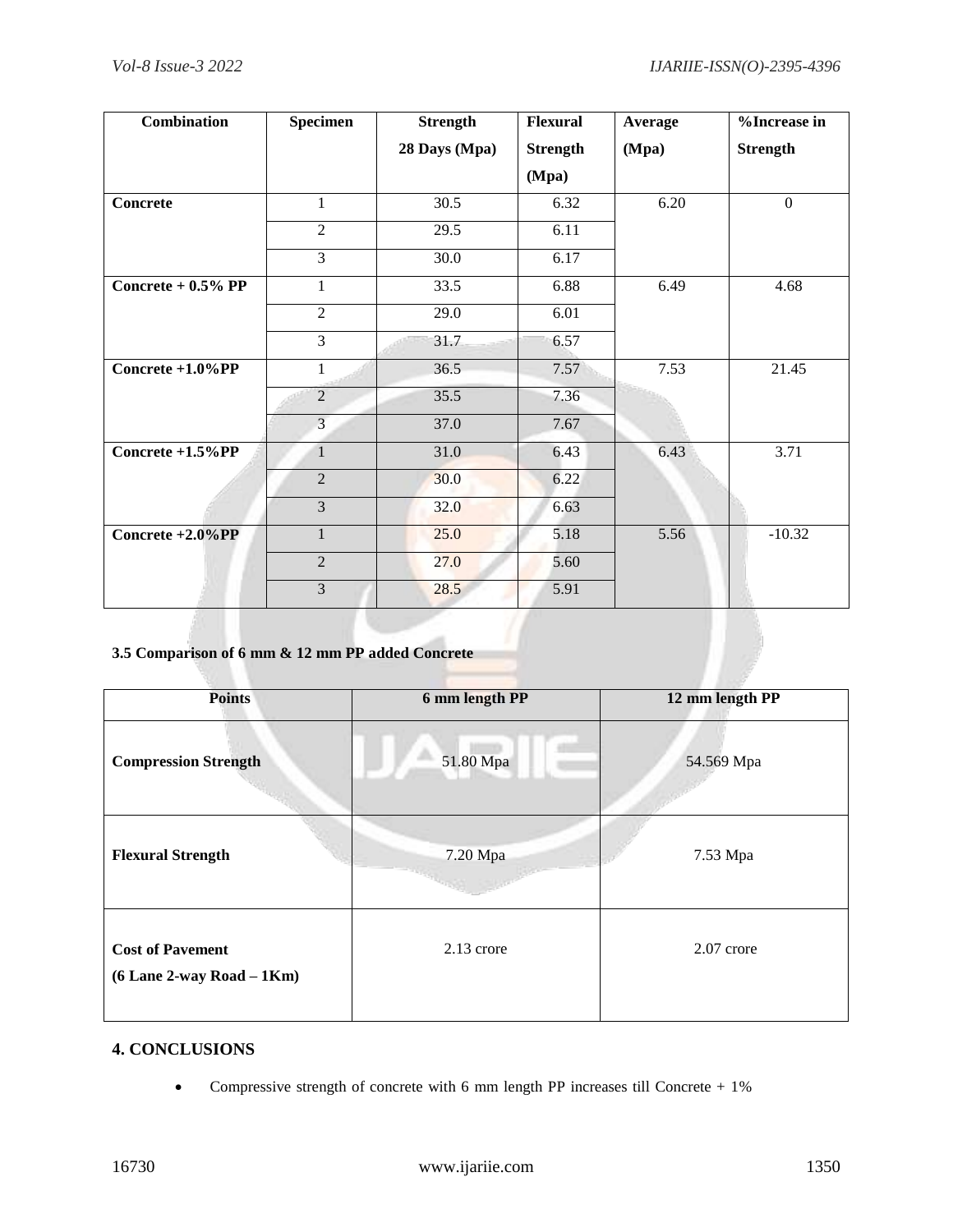| Combination | Specimen | Strength 28 Days (Mpa) | Flexural Strength (Mpa) | Average (Mpa) | %Increase in Strength |
|---|---|---|---|---|---|
| **Concrete** | 1 | 30.5 | 6.32 | 6.20 | 0 |
| | 2 | 29.5 | 6.11 | | |
| | 3 | 30.0 | 6.17 | | |
| **Concrete + 0.5% PP** | 1 | 33.5 | 6.88 | 6.49 | 4.68 |
| | 2 | 29.0 | 6.01 | | |
| | 3 | 31.7 | 6.57 | | |
| **Concrete +1.0%PP** | 1 | 36.5 | 7.57 | 7.53 | 21.45 |
| | 2 | 35.5 | 7.36 | | |
| | 3 | 37.0 | 7.67 | | |
| **Concrete +1.5%PP** | 1 | 31.0 | 6.43 | 6.43 | 3.71 |
| | 2 | 30.0 | 6.22 | | |
| | 3 | 32.0 | 6.63 | | |
| **Concrete +2.0%PP** | 1 | 25.0 | 5.18 | 5.56 | -10.32 |
| | 2 | 27.0 | 5.60 | | |
| | 3 | 28.5 | 5.91 | | |

### 3.5 Comparison of 6 mm & 12 mm PP added Concrete

| Points | 6 mm length PP | 12 mm length PP |
|---|---|---|
| **Compression Strength** | 51.80 Mpa | 54.569 Mpa |
| **Flexural Strength** | 7.20 Mpa | 7.53 Mpa |
| **Cost of Pavement (6 Lane 2-way Road – 1Km)** | 2.13 crore | 2.07 crore |

## 4. CONCLUSIONS

- Compressive strength of concrete with 6 mm length PP increases till Concrete + 1%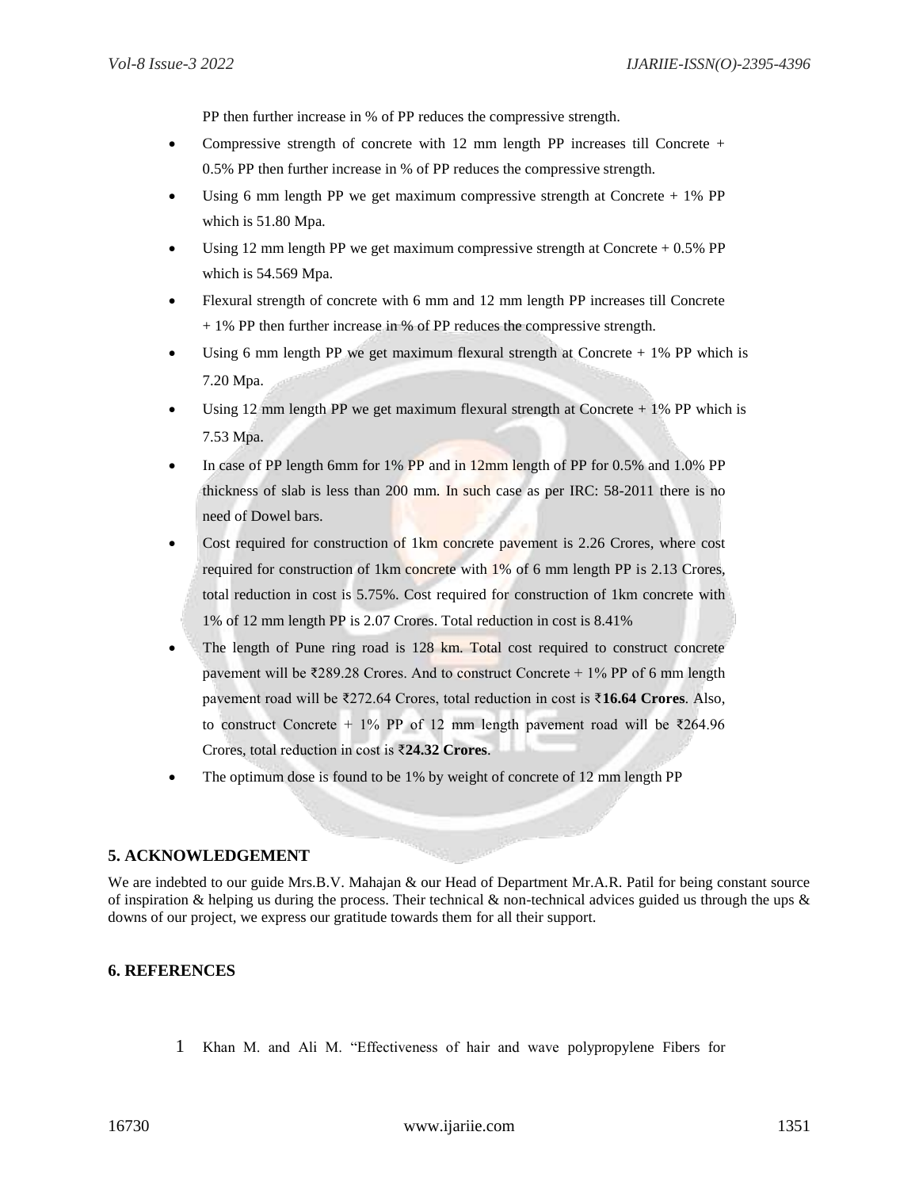PP then further increase in % of PP reduces the compressive strength.

- Compressive strength of concrete with 12 mm length PP increases till Concrete + 0.5% PP then further increase in % of PP reduces the compressive strength.
- Using 6 mm length PP we get maximum compressive strength at Concrete + 1% PP which is 51.80 Mpa.
- Using 12 mm length PP we get maximum compressive strength at Concrete + 0.5% PP which is 54.569 Mpa.
- Flexural strength of concrete with 6 mm and 12 mm length PP increases till Concrete + 1% PP then further increase in % of PP reduces the compressive strength.
- Using 6 mm length PP we get maximum flexural strength at Concrete + 1% PP which is 7.20 Mpa.
- Using 12 mm length PP we get maximum flexural strength at Concrete + 1% PP which is 7.53 Mpa.
- In case of PP length 6mm for 1% PP and in 12mm length of PP for 0.5% and 1.0% PP thickness of slab is less than 200 mm. In such case as per IRC: 58-2011 there is no need of Dowel bars.
- Cost required for construction of 1km concrete pavement is 2.26 Crores, where cost required for construction of 1km concrete with 1% of 6 mm length PP is 2.13 Crores, total reduction in cost is 5.75%. Cost required for construction of 1km concrete with 1% of 12 mm length PP is 2.07 Crores. Total reduction in cost is 8.41%
- The length of Pune ring road is 128 km. Total cost required to construct concrete pavement will be ₹289.28 Crores. And to construct Concrete + 1% PP of 6 mm length pavement road will be ₹272.64 Crores, total reduction in cost is ₹**16.64 Crores**. Also, to construct Concrete + 1% PP of 12 mm length pavement road will be ₹264.96 Crores, total reduction in cost is ₹**24.32 Crores**.
- The optimum dose is found to be 1% by weight of concrete of 12 mm length PP

## 5. ACKNOWLEDGEMENT

We are indebted to our guide Mrs.B.V. Mahajan & our Head of Department Mr.A.R. Patil for being constant source of inspiration & helping us during the process. Their technical & non-technical advices guided us through the ups & downs of our project, we express our gratitude towards them for all their support.

## 6. REFERENCES

1 Khan M. and Ali M. "Effectiveness of hair and wave polypropylene Fibers for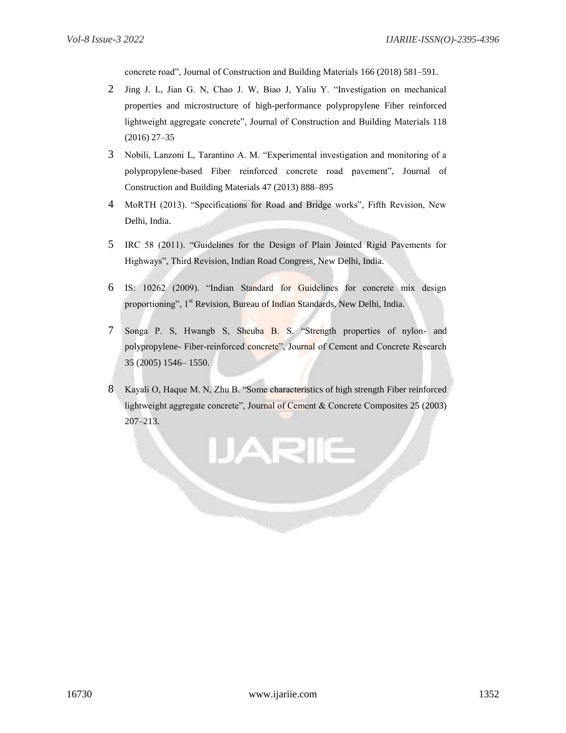concrete road", Journal of Construction and Building Materials 166 (2018) 581–591.

2 Jing J. L, Jian G. N, Chao J. W, Biao J, Yaliu Y. "Investigation on mechanical properties and microstructure of high-performance polypropylene Fiber reinforced lightweight aggregate concrete", Journal of Construction and Building Materials 118 (2016) 27–35

3 Nobili, Lanzoni L, Tarantino A. M. "Experimental investigation and monitoring of a polypropylene-based Fiber reinforced concrete road pavement", Journal of Construction and Building Materials 47 (2013) 888–895

4 MoRTH (2013). "Specifications for Road and Bridge works", Fifth Revision, New Delhi, India.

5 IRC 58 (2011). "Guidelines for the Design of Plain Jointed Rigid Pavements for Highways", Third Revision, Indian Road Congress, New Delhi, India.

6 IS: 10262 (2009). "Indian Standard for Guidelines for concrete mix design proportioning", 1st Revision, Bureau of Indian Standards, New Delhi, India.

7 Songa P. S, Hwangb S, Sheuba B. S. "Strength properties of nylon- and polypropylene- Fiber-reinforced concrete", Journal of Cement and Concrete Research 35 (2005) 1546– 1550.

8 Kayali O, Haque M. N, Zhu B. "Some characteristics of high strength Fiber reinforced lightweight aggregate concrete", Journal of Cement & Concrete Composites 25 (2003) 207–213.